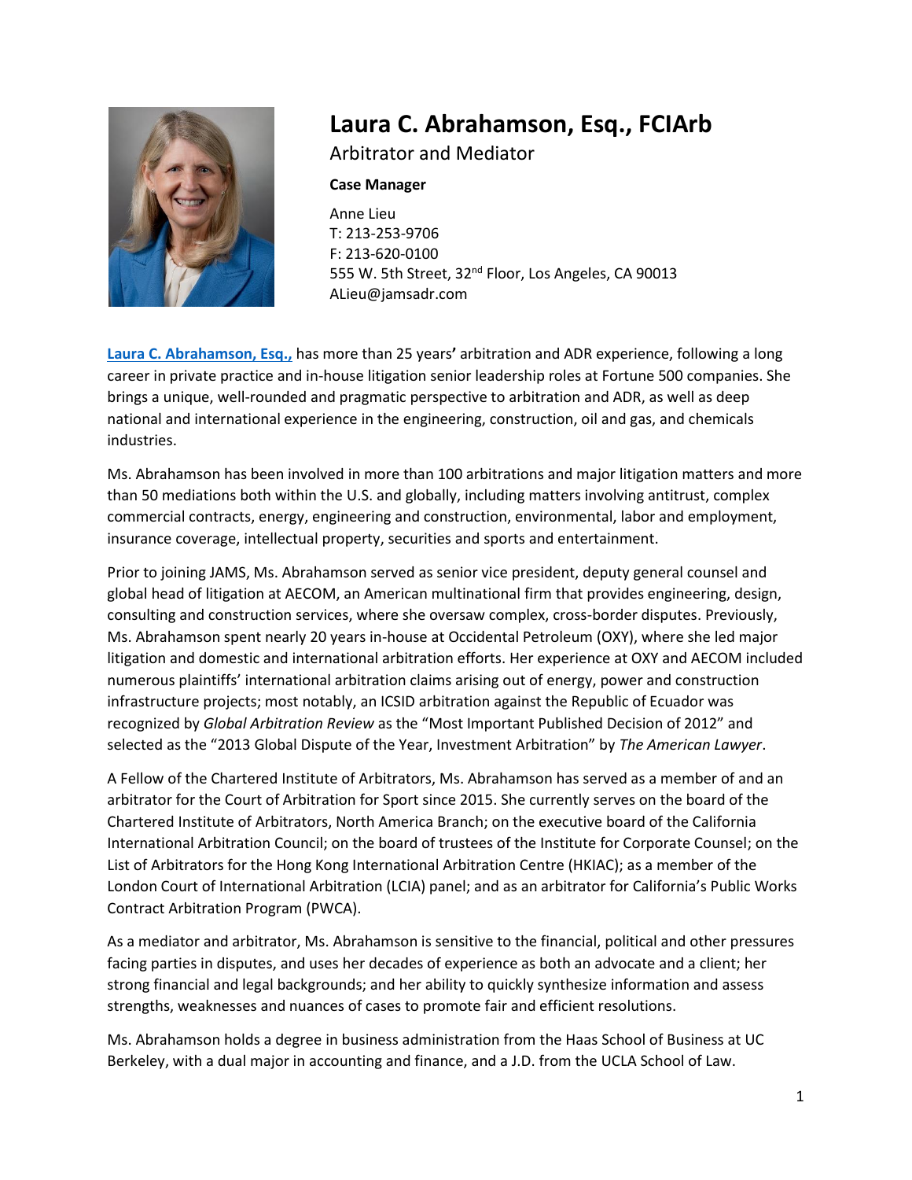# Laura C. Abrahamson, Esq., FCIArb

Arbitrator and Mediator

**Case Manager**

Anne Lieu
T: 213-253-9706
F: 213-620-0100
555 W. 5th Street, 32nd Floor, Los Angeles, CA 90013
ALieu@jamsadr.com

**Laura C. Abrahamson, Esq.,** has more than 25 years' arbitration and ADR experience, following a long career in private practice and in-house litigation senior leadership roles at Fortune 500 companies. She brings a unique, well-rounded and pragmatic perspective to arbitration and ADR, as well as deep national and international experience in the engineering, construction, oil and gas, and chemicals industries.

Ms. Abrahamson has been involved in more than 100 arbitrations and major litigation matters and more than 50 mediations both within the U.S. and globally, including matters involving antitrust, complex commercial contracts, energy, engineering and construction, environmental, labor and employment, insurance coverage, intellectual property, securities and sports and entertainment.

Prior to joining JAMS, Ms. Abrahamson served as senior vice president, deputy general counsel and global head of litigation at AECOM, an American multinational firm that provides engineering, design, consulting and construction services, where she oversaw complex, cross-border disputes. Previously, Ms. Abrahamson spent nearly 20 years in-house at Occidental Petroleum (OXY), where she led major litigation and domestic and international arbitration efforts. Her experience at OXY and AECOM included numerous plaintiffs' international arbitration claims arising out of energy, power and construction infrastructure projects; most notably, an ICSID arbitration against the Republic of Ecuador was recognized by *Global Arbitration Review* as the "Most Important Published Decision of 2012" and selected as the "2013 Global Dispute of the Year, Investment Arbitration" by *The American Lawyer*.

A Fellow of the Chartered Institute of Arbitrators, Ms. Abrahamson has served as a member of and an arbitrator for the Court of Arbitration for Sport since 2015. She currently serves on the board of the Chartered Institute of Arbitrators, North America Branch; on the executive board of the California International Arbitration Council; on the board of trustees of the Institute for Corporate Counsel; on the List of Arbitrators for the Hong Kong International Arbitration Centre (HKIAC); as a member of the London Court of International Arbitration (LCIA) panel; and as an arbitrator for California's Public Works Contract Arbitration Program (PWCA).

As a mediator and arbitrator, Ms. Abrahamson is sensitive to the financial, political and other pressures facing parties in disputes, and uses her decades of experience as both an advocate and a client; her strong financial and legal backgrounds; and her ability to quickly synthesize information and assess strengths, weaknesses and nuances of cases to promote fair and efficient resolutions.

Ms. Abrahamson holds a degree in business administration from the Haas School of Business at UC Berkeley, with a dual major in accounting and finance, and a J.D. from the UCLA School of Law.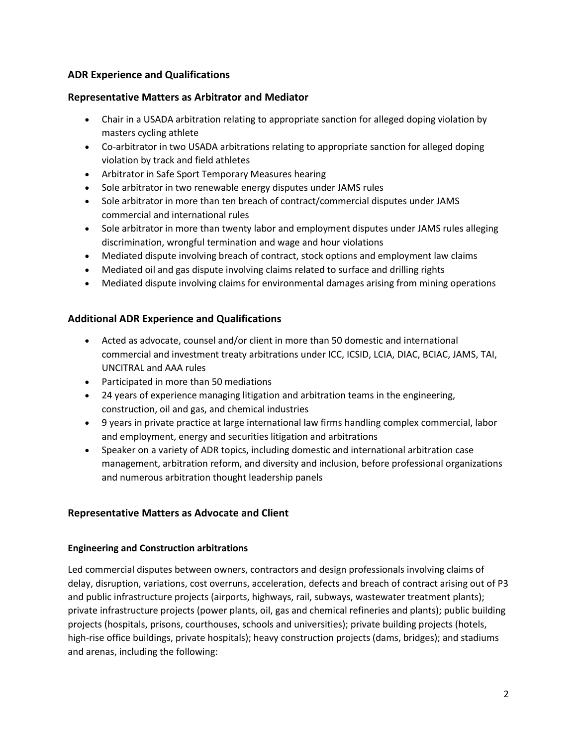## ADR Experience and Qualifications

### Representative Matters as Arbitrator and Mediator

- Chair in a USADA arbitration relating to appropriate sanction for alleged doping violation by masters cycling athlete
- Co-arbitrator in two USADA arbitrations relating to appropriate sanction for alleged doping violation by track and field athletes
- Arbitrator in Safe Sport Temporary Measures hearing
- Sole arbitrator in two renewable energy disputes under JAMS rules
- Sole arbitrator in more than ten breach of contract/commercial disputes under JAMS commercial and international rules
- Sole arbitrator in more than twenty labor and employment disputes under JAMS rules alleging discrimination, wrongful termination and wage and hour violations
- Mediated dispute involving breach of contract, stock options and employment law claims
- Mediated oil and gas dispute involving claims related to surface and drilling rights
- Mediated dispute involving claims for environmental damages arising from mining operations

### Additional ADR Experience and Qualifications

- Acted as advocate, counsel and/or client in more than 50 domestic and international commercial and investment treaty arbitrations under ICC, ICSID, LCIA, DIAC, BCIAC, JAMS, TAI, UNCITRAL and AAA rules
- Participated in more than 50 mediations
- 24 years of experience managing litigation and arbitration teams in the engineering, construction, oil and gas, and chemical industries
- 9 years in private practice at large international law firms handling complex commercial, labor and employment, energy and securities litigation and arbitrations
- Speaker on a variety of ADR topics, including domestic and international arbitration case management, arbitration reform, and diversity and inclusion, before professional organizations and numerous arbitration thought leadership panels

### Representative Matters as Advocate and Client

#### Engineering and Construction arbitrations

Led commercial disputes between owners, contractors and design professionals involving claims of delay, disruption, variations, cost overruns, acceleration, defects and breach of contract arising out of P3 and public infrastructure projects (airports, highways, rail, subways, wastewater treatment plants); private infrastructure projects (power plants, oil, gas and chemical refineries and plants); public building projects (hospitals, prisons, courthouses, schools and universities); private building projects (hotels, high-rise office buildings, private hospitals); heavy construction projects (dams, bridges); and stadiums and arenas, including the following: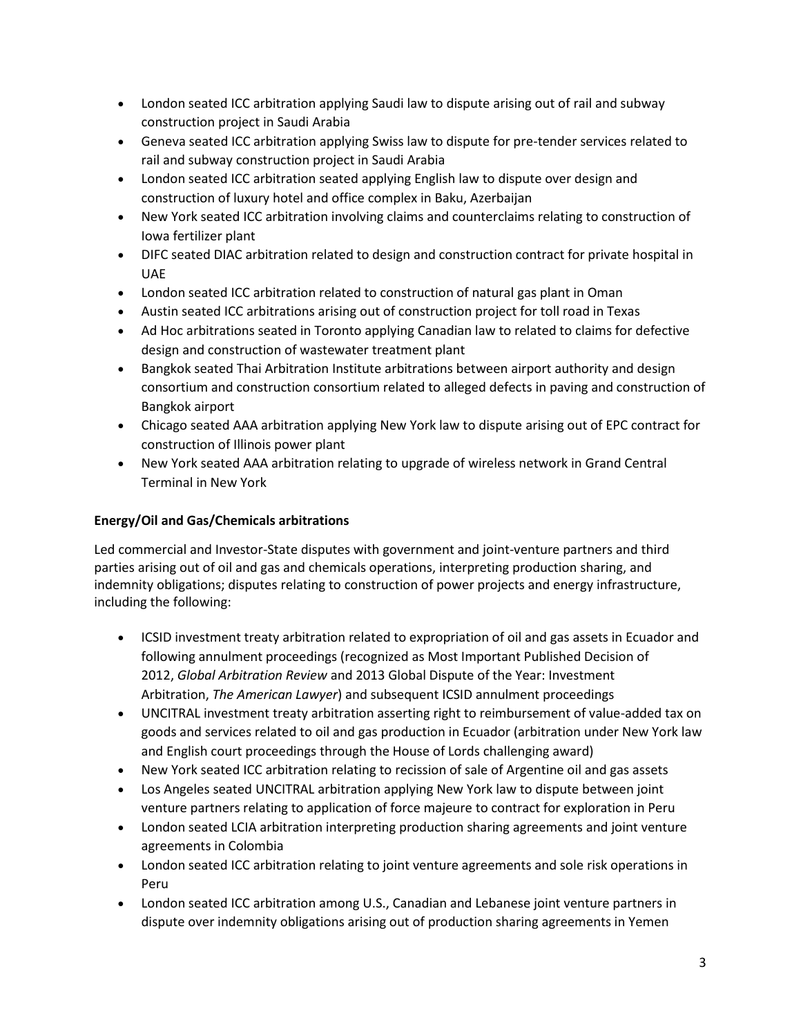- London seated ICC arbitration applying Saudi law to dispute arising out of rail and subway construction project in Saudi Arabia
- Geneva seated ICC arbitration applying Swiss law to dispute for pre-tender services related to rail and subway construction project in Saudi Arabia
- London seated ICC arbitration seated applying English law to dispute over design and construction of luxury hotel and office complex in Baku, Azerbaijan
- New York seated ICC arbitration involving claims and counterclaims relating to construction of Iowa fertilizer plant
- DIFC seated DIAC arbitration related to design and construction contract for private hospital in UAE
- London seated ICC arbitration related to construction of natural gas plant in Oman
- Austin seated ICC arbitrations arising out of construction project for toll road in Texas
- Ad Hoc arbitrations seated in Toronto applying Canadian law to related to claims for defective design and construction of wastewater treatment plant
- Bangkok seated Thai Arbitration Institute arbitrations between airport authority and design consortium and construction consortium related to alleged defects in paving and construction of Bangkok airport
- Chicago seated AAA arbitration applying New York law to dispute arising out of EPC contract for construction of Illinois power plant
- New York seated AAA arbitration relating to upgrade of wireless network in Grand Central Terminal in New York

**Energy/Oil and Gas/Chemicals arbitrations**

Led commercial and Investor-State disputes with government and joint-venture partners and third parties arising out of oil and gas and chemicals operations, interpreting production sharing, and indemnity obligations; disputes relating to construction of power projects and energy infrastructure, including the following:

- ICSID investment treaty arbitration related to expropriation of oil and gas assets in Ecuador and following annulment proceedings (recognized as Most Important Published Decision of 2012, *Global Arbitration Review* and 2013 Global Dispute of the Year: Investment Arbitration, *The American Lawyer*) and subsequent ICSID annulment proceedings
- UNCITRAL investment treaty arbitration asserting right to reimbursement of value-added tax on goods and services related to oil and gas production in Ecuador (arbitration under New York law and English court proceedings through the House of Lords challenging award)
- New York seated ICC arbitration relating to recission of sale of Argentine oil and gas assets
- Los Angeles seated UNCITRAL arbitration applying New York law to dispute between joint venture partners relating to application of force majeure to contract for exploration in Peru
- London seated LCIA arbitration interpreting production sharing agreements and joint venture agreements in Colombia
- London seated ICC arbitration relating to joint venture agreements and sole risk operations in Peru
- London seated ICC arbitration among U.S., Canadian and Lebanese joint venture partners in dispute over indemnity obligations arising out of production sharing agreements in Yemen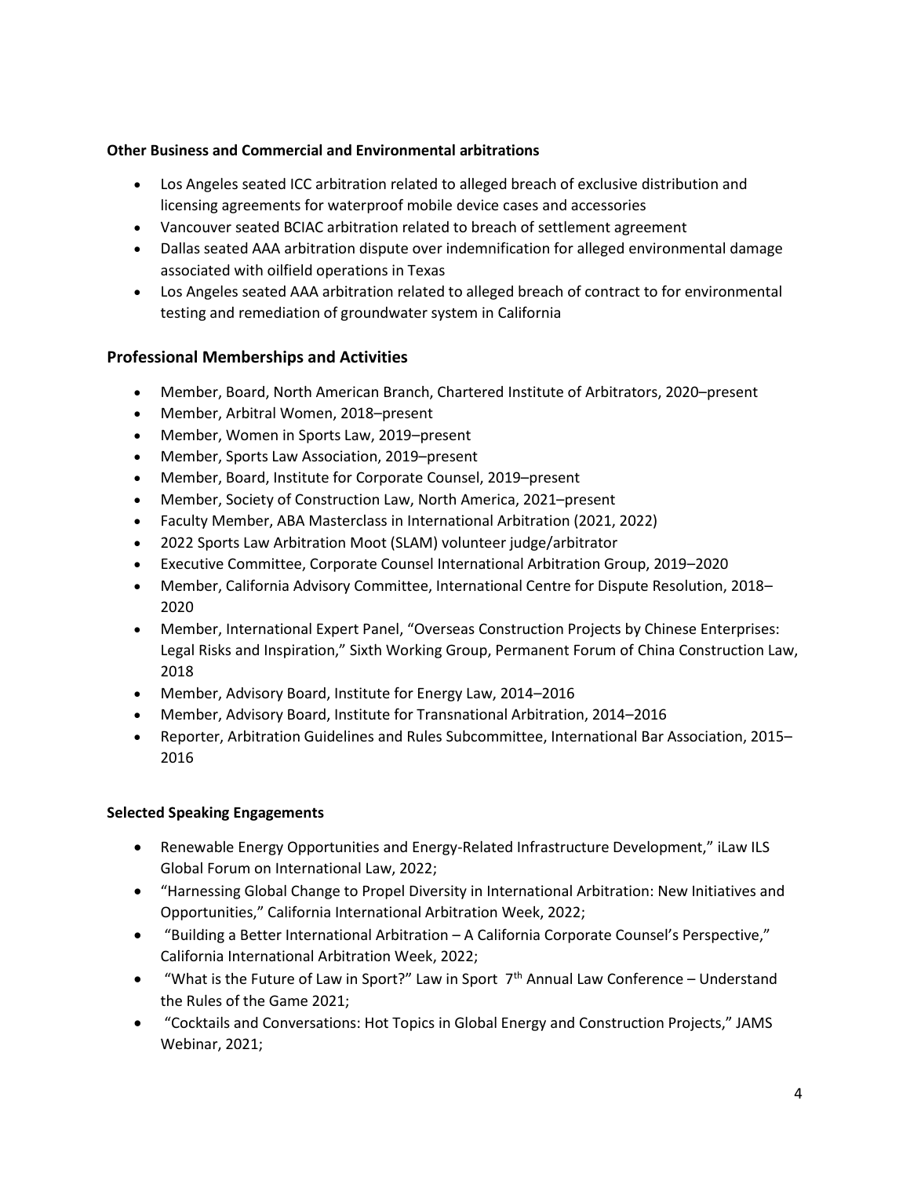**Other Business and Commercial and Environmental arbitrations**

- Los Angeles seated ICC arbitration related to alleged breach of exclusive distribution and licensing agreements for waterproof mobile device cases and accessories
- Vancouver seated BCIAC arbitration related to breach of settlement agreement
- Dallas seated AAA arbitration dispute over indemnification for alleged environmental damage associated with oilfield operations in Texas
- Los Angeles seated AAA arbitration related to alleged breach of contract to for environmental testing and remediation of groundwater system in California

## Professional Memberships and Activities

- Member, Board, North American Branch, Chartered Institute of Arbitrators, 2020–present
- Member, Arbitral Women, 2018–present
- Member, Women in Sports Law, 2019–present
- Member, Sports Law Association, 2019–present
- Member, Board, Institute for Corporate Counsel, 2019–present
- Member, Society of Construction Law, North America, 2021–present
- Faculty Member, ABA Masterclass in International Arbitration (2021, 2022)
- 2022 Sports Law Arbitration Moot (SLAM) volunteer judge/arbitrator
- Executive Committee, Corporate Counsel International Arbitration Group, 2019–2020
- Member, California Advisory Committee, International Centre for Dispute Resolution, 2018–2020
- Member, International Expert Panel, "Overseas Construction Projects by Chinese Enterprises: Legal Risks and Inspiration," Sixth Working Group, Permanent Forum of China Construction Law, 2018
- Member, Advisory Board, Institute for Energy Law, 2014–2016
- Member, Advisory Board, Institute for Transnational Arbitration, 2014–2016
- Reporter, Arbitration Guidelines and Rules Subcommittee, International Bar Association, 2015–2016

**Selected Speaking Engagements**

- Renewable Energy Opportunities and Energy-Related Infrastructure Development," iLaw ILS Global Forum on International Law, 2022;
- "Harnessing Global Change to Propel Diversity in International Arbitration: New Initiatives and Opportunities," California International Arbitration Week, 2022;
- "Building a Better International Arbitration – A California Corporate Counsel's Perspective," California International Arbitration Week, 2022;
- "What is the Future of Law in Sport?" Law in Sport 7th Annual Law Conference – Understand the Rules of the Game 2021;
- "Cocktails and Conversations: Hot Topics in Global Energy and Construction Projects," JAMS Webinar, 2021;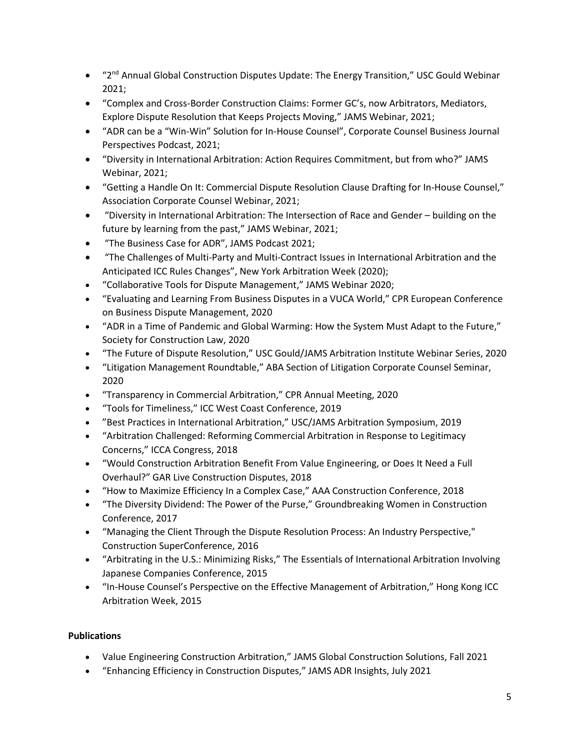- "2nd Annual Global Construction Disputes Update: The Energy Transition," USC Gould Webinar 2021;
- "Complex and Cross-Border Construction Claims: Former GC's, now Arbitrators, Mediators, Explore Dispute Resolution that Keeps Projects Moving," JAMS Webinar, 2021;
- "ADR can be a "Win-Win" Solution for In-House Counsel", Corporate Counsel Business Journal Perspectives Podcast, 2021;
- "Diversity in International Arbitration: Action Requires Commitment, but from who?" JAMS Webinar, 2021;
- "Getting a Handle On It: Commercial Dispute Resolution Clause Drafting for In-House Counsel," Association Corporate Counsel Webinar, 2021;
- "Diversity in International Arbitration: The Intersection of Race and Gender – building on the future by learning from the past," JAMS Webinar, 2021;
- "The Business Case for ADR", JAMS Podcast 2021;
- "The Challenges of Multi-Party and Multi-Contract Issues in International Arbitration and the Anticipated ICC Rules Changes", New York Arbitration Week (2020);
- "Collaborative Tools for Dispute Management," JAMS Webinar 2020;
- "Evaluating and Learning From Business Disputes in a VUCA World," CPR European Conference on Business Dispute Management, 2020
- "ADR in a Time of Pandemic and Global Warming: How the System Must Adapt to the Future," Society for Construction Law, 2020
- "The Future of Dispute Resolution," USC Gould/JAMS Arbitration Institute Webinar Series, 2020
- "Litigation Management Roundtable," ABA Section of Litigation Corporate Counsel Seminar, 2020
- "Transparency in Commercial Arbitration," CPR Annual Meeting, 2020
- "Tools for Timeliness," ICC West Coast Conference, 2019
- "Best Practices in International Arbitration," USC/JAMS Arbitration Symposium, 2019
- "Arbitration Challenged: Reforming Commercial Arbitration in Response to Legitimacy Concerns," ICCA Congress, 2018
- "Would Construction Arbitration Benefit From Value Engineering, or Does It Need a Full Overhaul?" GAR Live Construction Disputes, 2018
- "How to Maximize Efficiency In a Complex Case," AAA Construction Conference, 2018
- "The Diversity Dividend: The Power of the Purse," Groundbreaking Women in Construction Conference, 2017
- "Managing the Client Through the Dispute Resolution Process: An Industry Perspective," Construction SuperConference, 2016
- "Arbitrating in the U.S.: Minimizing Risks," The Essentials of International Arbitration Involving Japanese Companies Conference, 2015
- "In-House Counsel's Perspective on the Effective Management of Arbitration," Hong Kong ICC Arbitration Week, 2015

**Publications**

- Value Engineering Construction Arbitration," JAMS Global Construction Solutions, Fall 2021
- "Enhancing Efficiency in Construction Disputes," JAMS ADR Insights, July 2021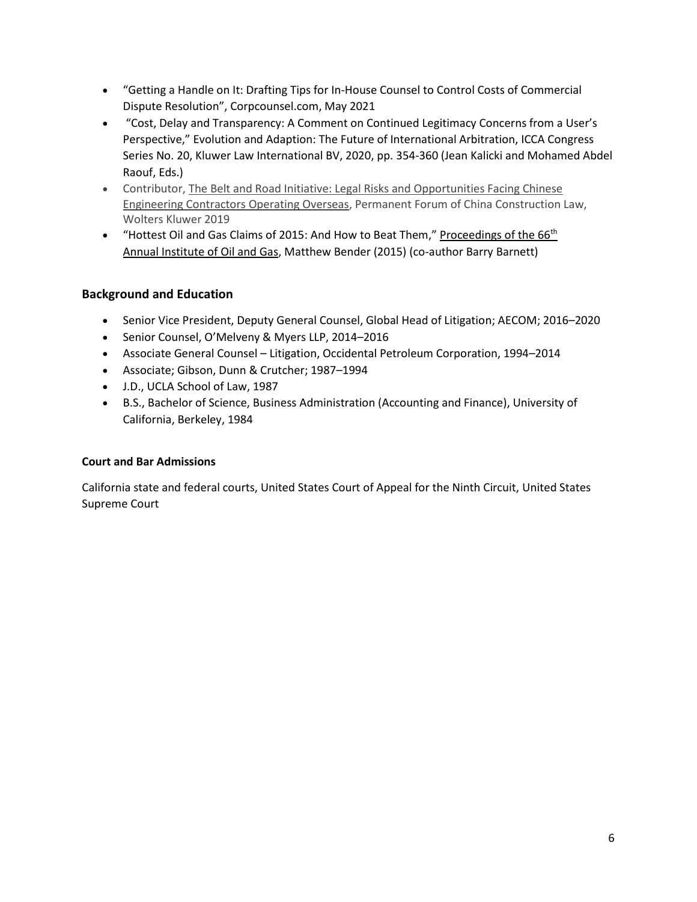- "Getting a Handle on It: Drafting Tips for In-House Counsel to Control Costs of Commercial Dispute Resolution", Corpcounsel.com, May 2021
- "Cost, Delay and Transparency: A Comment on Continued Legitimacy Concerns from a User's Perspective," Evolution and Adaption: The Future of International Arbitration, ICCA Congress Series No. 20, Kluwer Law International BV, 2020, pp. 354-360 (Jean Kalicki and Mohamed Abdel Raouf, Eds.)
- Contributor, The Belt and Road Initiative: Legal Risks and Opportunities Facing Chinese Engineering Contractors Operating Overseas, Permanent Forum of China Construction Law, Wolters Kluwer 2019
- "Hottest Oil and Gas Claims of 2015: And How to Beat Them," Proceedings of the 66th Annual Institute of Oil and Gas, Matthew Bender (2015) (co-author Barry Barnett)

## Background and Education

- Senior Vice President, Deputy General Counsel, Global Head of Litigation; AECOM; 2016–2020
- Senior Counsel, O'Melveny & Myers LLP, 2014–2016
- Associate General Counsel – Litigation, Occidental Petroleum Corporation, 1994–2014
- Associate; Gibson, Dunn & Crutcher; 1987–1994
- J.D., UCLA School of Law, 1987
- B.S., Bachelor of Science, Business Administration (Accounting and Finance), University of California, Berkeley, 1984

**Court and Bar Admissions**

California state and federal courts, United States Court of Appeal for the Ninth Circuit, United States Supreme Court